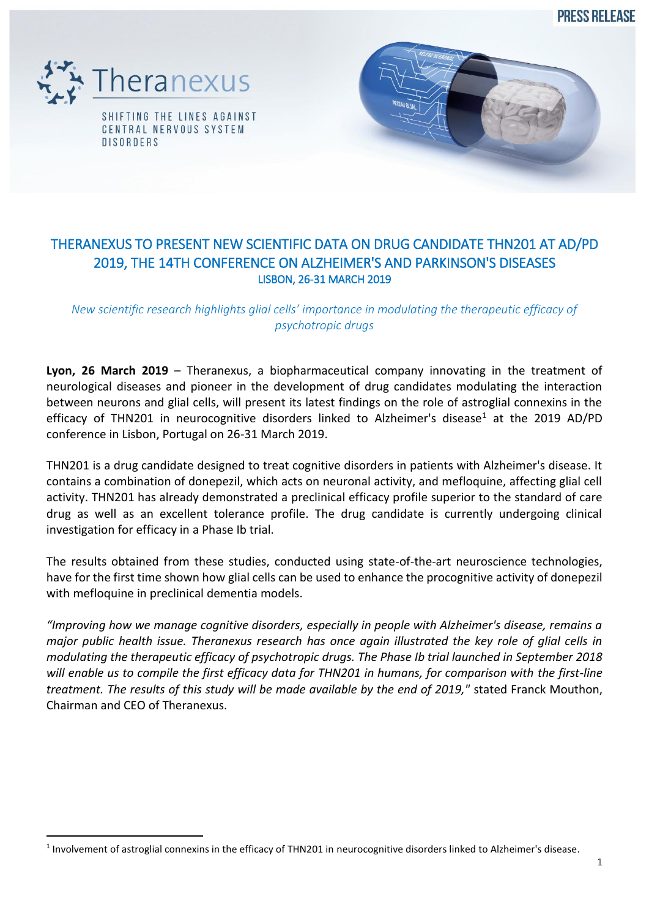PRESS RELEASE

Theranexus

SHIFTING THE LINES AGAINST CENTRAL NERVOUS SYSTEM DISORDERS

# THERANEXUS TO PRESENT NEW SCIENTIFIC DATA ON DRUG CANDIDATE THN201 AT AD/PD 2019, THE 14TH CONFERENCE ON ALZHEIMER'S AND PARKINSON'S DISEASES

LISBON, 26-31 MARCH 2019

*New scientific research highlights glial cells' importance in modulating the therapeutic efficacy of psychotropic drugs*

**Lyon, 26 March 2019** – Theranexus, a biopharmaceutical company innovating in the treatment of neurological diseases and pioneer in the development of drug candidates modulating the interaction between neurons and glial cells, will present its latest findings on the role of astroglial connexins in the efficacy of THN201 in neurocognitive disorders linked to Alzheimer's disease[1] at the 2019 AD/PD conference in Lisbon, Portugal on 26-31 March 2019.

THN201 is a drug candidate designed to treat cognitive disorders in patients with Alzheimer's disease. It contains a combination of donepezil, which acts on neuronal activity, and mefloquine, affecting glial cell activity. THN201 has already demonstrated a preclinical efficacy profile superior to the standard of care drug as well as an excellent tolerance profile. The drug candidate is currently undergoing clinical investigation for efficacy in a Phase Ib trial.

The results obtained from these studies, conducted using state-of-the-art neuroscience technologies, have for the first time shown how glial cells can be used to enhance the procognitive activity of donepezil with mefloquine in preclinical dementia models.

*"Improving how we manage cognitive disorders, especially in people with Alzheimer's disease, remains a major public health issue. Theranexus research has once again illustrated the key role of glial cells in modulating the therapeutic efficacy of psychotropic drugs. The Phase Ib trial launched in September 2018 will enable us to compile the first efficacy data for THN201 in humans, for comparison with the first-line treatment. The results of this study will be made available by the end of 2019,"* stated Franck Mouthon, Chairman and CEO of Theranexus.

[1] Involvement of astroglial connexins in the efficacy of THN201 in neurocognitive disorders linked to Alzheimer's disease.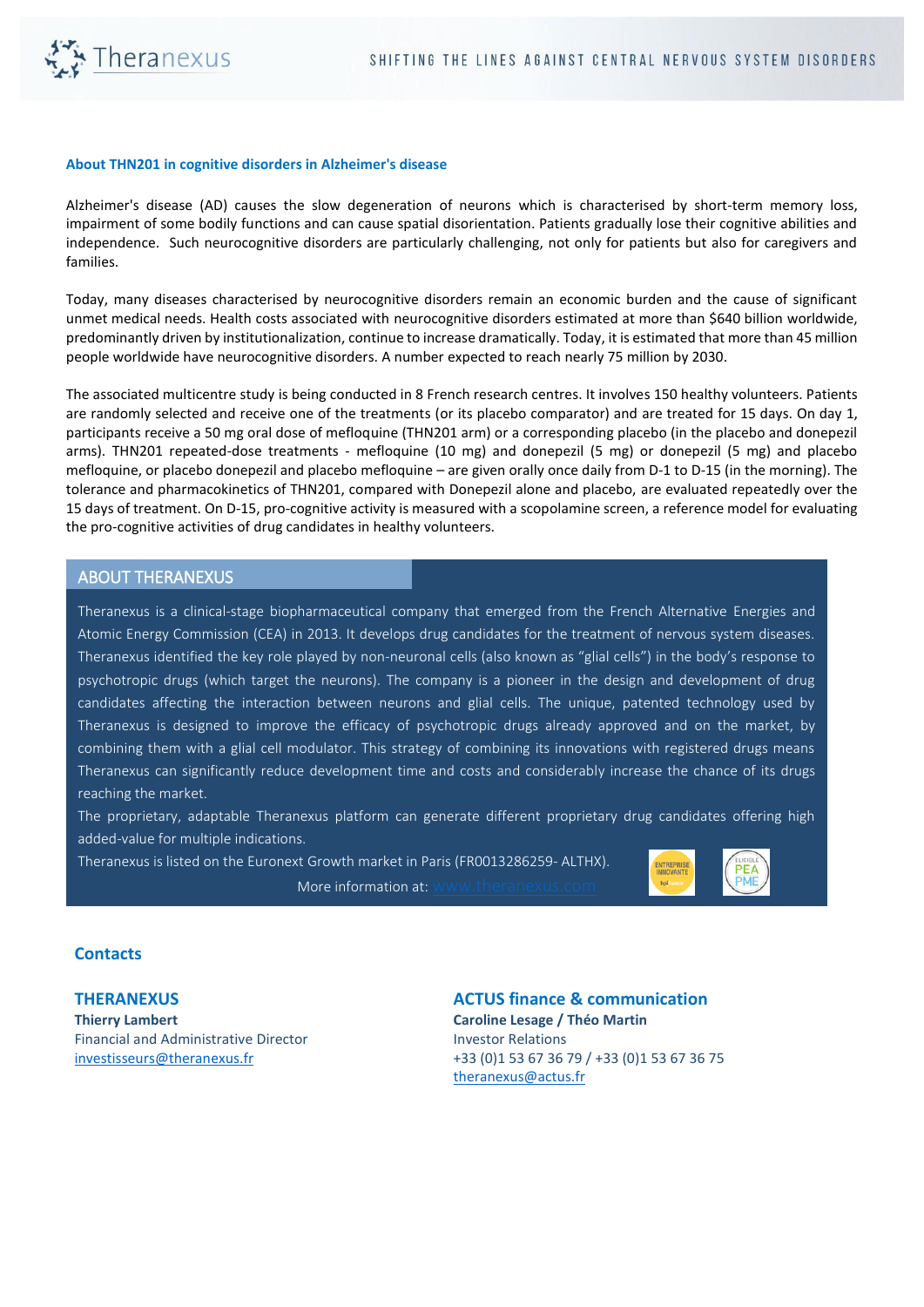**About THN201 in cognitive disorders in Alzheimer's disease**

Alzheimer's disease (AD) causes the slow degeneration of neurons which is characterised by short-term memory loss, impairment of some bodily functions and can cause spatial disorientation. Patients gradually lose their cognitive abilities and independence. Such neurocognitive disorders are particularly challenging, not only for patients but also for caregivers and families.

Today, many diseases characterised by neurocognitive disorders remain an economic burden and the cause of significant unmet medical needs. Health costs associated with neurocognitive disorders estimated at more than $640 billion worldwide, predominantly driven by institutionalization, continue to increase dramatically. Today, it is estimated that more than 45 million people worldwide have neurocognitive disorders. A number expected to reach nearly 75 million by 2030.

The associated multicentre study is being conducted in 8 French research centres. It involves 150 healthy volunteers. Patients are randomly selected and receive one of the treatments (or its placebo comparator) and are treated for 15 days. On day 1, participants receive a 50 mg oral dose of mefloquine (THN201 arm) or a corresponding placebo (in the placebo and donepezil arms). THN201 repeated-dose treatments - mefloquine (10 mg) and donepezil (5 mg) or donepezil (5 mg) and placebo mefloquine, or placebo donepezil and placebo mefloquine – are given orally once daily from D-1 to D-15 (in the morning). The tolerance and pharmacokinetics of THN201, compared with Donepezil alone and placebo, are evaluated repeatedly over the 15 days of treatment. On D-15, pro-cognitive activity is measured with a scopolamine screen, a reference model for evaluating the pro-cognitive activities of drug candidates in healthy volunteers.

## ABOUT THERANEXUS

Theranexus is a clinical-stage biopharmaceutical company that emerged from the French Alternative Energies and Atomic Energy Commission (CEA) in 2013. It develops drug candidates for the treatment of nervous system diseases. Theranexus identified the key role played by non-neuronal cells (also known as "glial cells") in the body's response to psychotropic drugs (which target the neurons). The company is a pioneer in the design and development of drug candidates affecting the interaction between neurons and glial cells. The unique, patented technology used by Theranexus is designed to improve the efficacy of psychotropic drugs already approved and on the market, by combining them with a glial cell modulator. This strategy of combining its innovations with registered drugs means Theranexus can significantly reduce development time and costs and considerably increase the chance of its drugs reaching the market.

The proprietary, adaptable Theranexus platform can generate different proprietary drug candidates offering high added-value for multiple indications.

Theranexus is listed on the Euronext Growth market in Paris (FR0013286259- ALTHX).

More information at: www.theranexus.com

## Contacts

### THERANEXUS

**Thierry Lambert**
Financial and Administrative Director
investisseurs@theranexus.fr

### ACTUS finance & communication

**Caroline Lesage / Théo Martin**
Investor Relations
+33 (0)1 53 67 36 79 / +33 (0)1 53 67 36 75
theranexus@actus.fr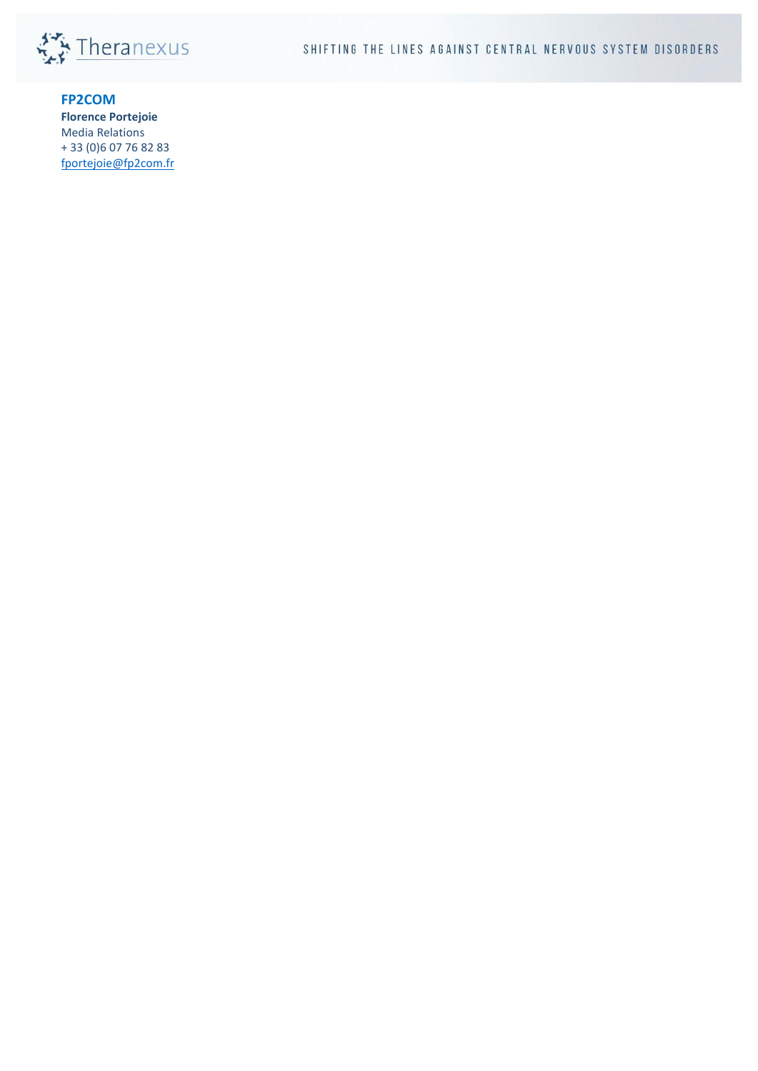**FP2COM**

**Florence Portejoie**
Media Relations
+ 33 (0)6 07 76 82 83
fportejoie@fp2com.fr